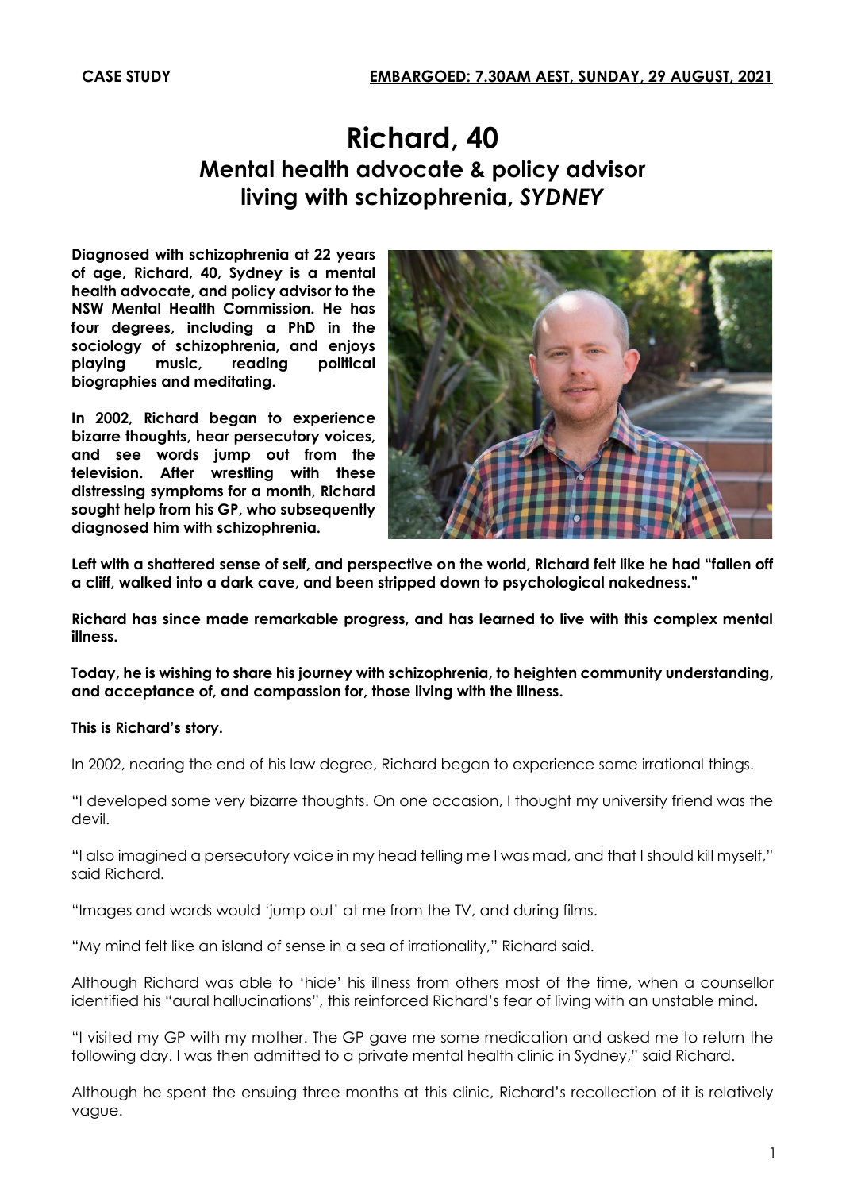**CASE STUDY** **EMBARGOED: 7.30AM AEST, SUNDAY, 29 AUGUST, 2021**

# Richard, 40

## Mental health advocate & policy advisor living with schizophrenia, *SYDNEY*

**Diagnosed with schizophrenia at 22 years of age, Richard, 40, Sydney is a mental health advocate, and policy advisor to the NSW Mental Health Commission. He has four degrees, including a PhD in the sociology of schizophrenia, and enjoys playing music, reading political biographies and meditating.**

**In 2002, Richard began to experience bizarre thoughts, hear persecutory voices, and see words jump out from the television. After wrestling with these distressing symptoms for a month, Richard sought help from his GP, who subsequently diagnosed him with schizophrenia.**

**Left with a shattered sense of self, and perspective on the world, Richard felt like he had "fallen off a cliff, walked into a dark cave, and been stripped down to psychological nakedness."**

**Richard has since made remarkable progress, and has learned to live with this complex mental illness.**

**Today, he is wishing to share his journey with schizophrenia, to heighten community understanding, and acceptance of, and compassion for, those living with the illness.**

**This is Richard's story.**

In 2002, nearing the end of his law degree, Richard began to experience some irrational things.

"I developed some very bizarre thoughts. On one occasion, I thought my university friend was the devil.

"I also imagined a persecutory voice in my head telling me I was mad, and that I should kill myself," said Richard.

"Images and words would 'jump out' at me from the TV, and during films.

"My mind felt like an island of sense in a sea of irrationality," Richard said.

Although Richard was able to 'hide' his illness from others most of the time, when a counsellor identified his "aural hallucinations", this reinforced Richard's fear of living with an unstable mind.

"I visited my GP with my mother. The GP gave me some medication and asked me to return the following day. I was then admitted to a private mental health clinic in Sydney," said Richard.

Although he spent the ensuing three months at this clinic, Richard's recollection of it is relatively vague.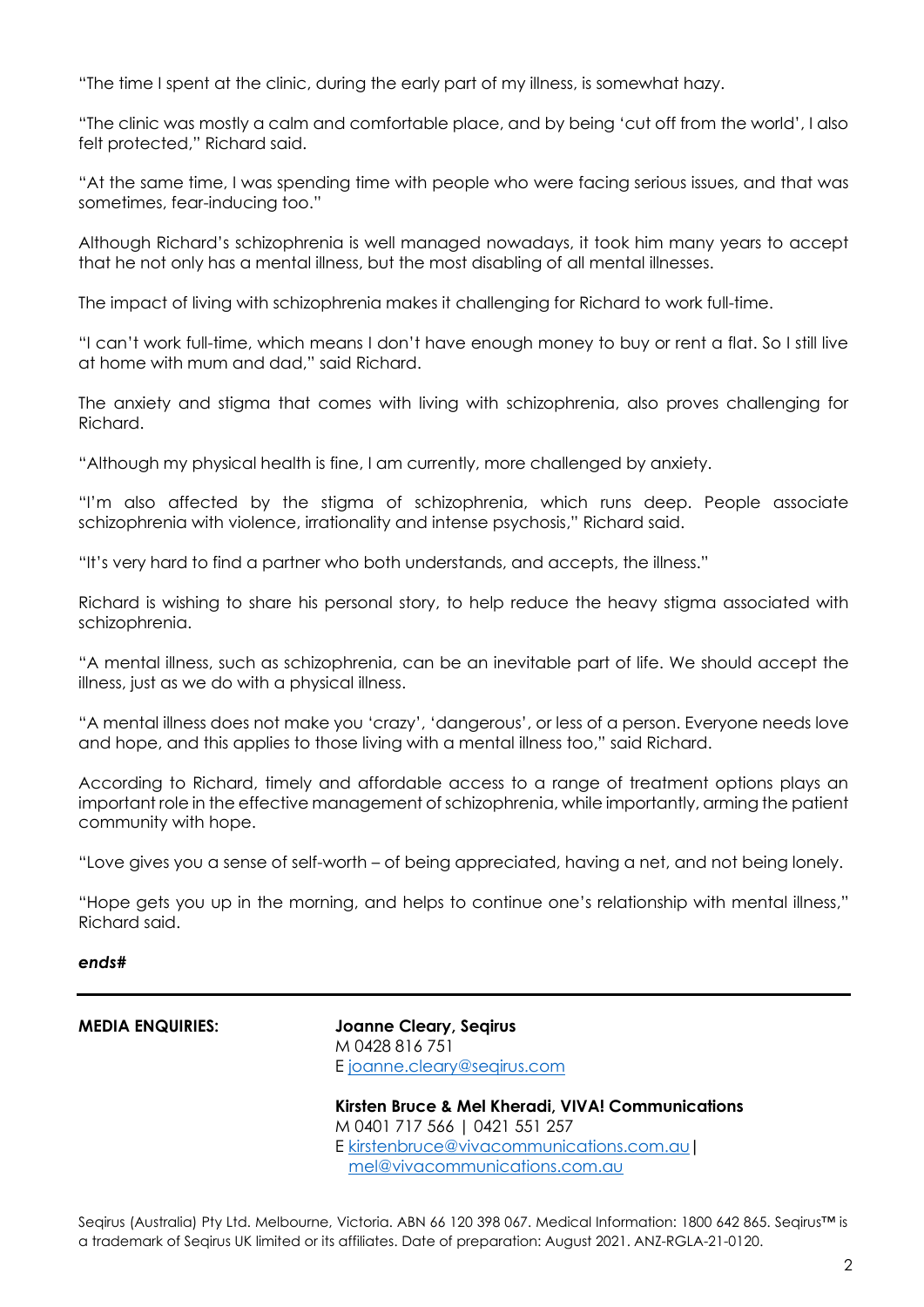"The time I spent at the clinic, during the early part of my illness, is somewhat hazy.

"The clinic was mostly a calm and comfortable place, and by being 'cut off from the world', I also felt protected," Richard said.

"At the same time, I was spending time with people who were facing serious issues, and that was sometimes, fear-inducing too."

Although Richard's schizophrenia is well managed nowadays, it took him many years to accept that he not only has a mental illness, but the most disabling of all mental illnesses.

The impact of living with schizophrenia makes it challenging for Richard to work full-time.

"I can't work full-time, which means I don't have enough money to buy or rent a flat. So I still live at home with mum and dad," said Richard.

The anxiety and stigma that comes with living with schizophrenia, also proves challenging for Richard.

"Although my physical health is fine, I am currently, more challenged by anxiety.

"I'm also affected by the stigma of schizophrenia, which runs deep. People associate schizophrenia with violence, irrationality and intense psychosis," Richard said.

"It's very hard to find a partner who both understands, and accepts, the illness."

Richard is wishing to share his personal story, to help reduce the heavy stigma associated with schizophrenia.

"A mental illness, such as schizophrenia, can be an inevitable part of life. We should accept the illness, just as we do with a physical illness.

"A mental illness does not make you 'crazy', 'dangerous', or less of a person. Everyone needs love and hope, and this applies to those living with a mental illness too," said Richard.

According to Richard, timely and affordable access to a range of treatment options plays an important role in the effective management of schizophrenia, while importantly, arming the patient community with hope.

"Love gives you a sense of self-worth – of being appreciated, having a net, and not being lonely.

"Hope gets you up in the morning, and helps to continue one's relationship with mental illness," Richard said.

***ends#***

---

**MEDIA ENQUIRIES:**

**Joanne Cleary, Seqirus**
M 0428 816 751
E joanne.cleary@seqirus.com

**Kirsten Bruce & Mel Kheradi, VIVA! Communications**
M 0401 717 566 | 0421 551 257
E kirstenbruce@vivacommunications.com.au | mel@vivacommunications.com.au

Seqirus (Australia) Pty Ltd. Melbourne, Victoria. ABN 66 120 398 067. Medical Information: 1800 642 865. Seqirus™ is a trademark of Seqirus UK limited or its affiliates. Date of preparation: August 2021. ANZ-RGLA-21-0120.